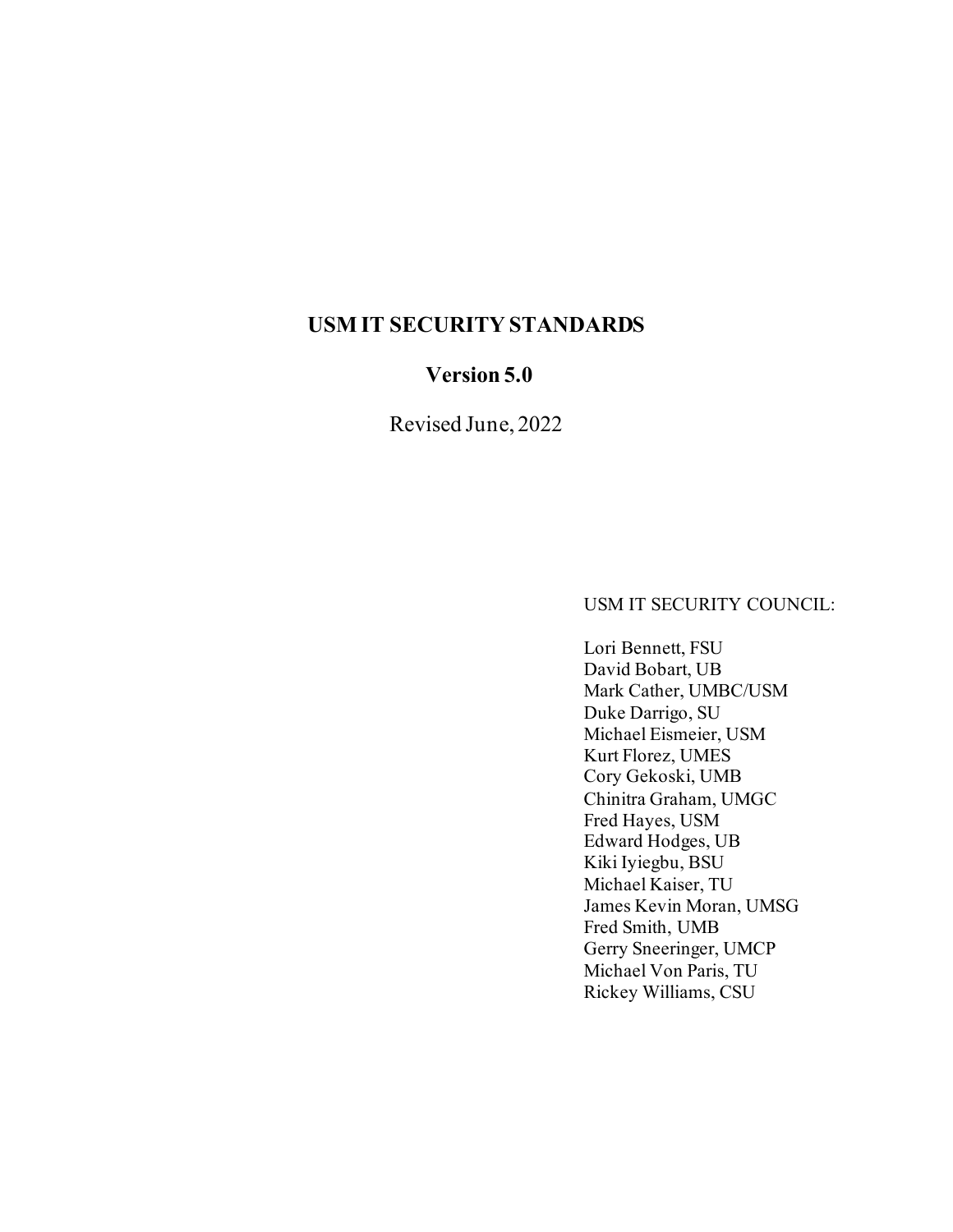# USM IT SECURITY STANDARDS

## Version 5.0

Revised June, 2022

USM IT SECURITY COUNCIL:

Lori Bennett, FSU  
David Bobart, UB  
Mark Cather, UMBC/USM  
Duke Darrigo, SU  
Michael Eismeier, USM  
Kurt Florez, UMES  
Cory Gekoski, UMB  
Chinitra Graham, UMGC  
Fred Hayes, USM  
Edward Hodges, UB  
Kiki Iyiegbu, BSU  
Michael Kaiser, TU  
James Kevin Moran, UMSG  
Fred Smith, UMB  
Gerry Sneeringer, UMCP  
Michael Von Paris, TU  
Rickey Williams, CSU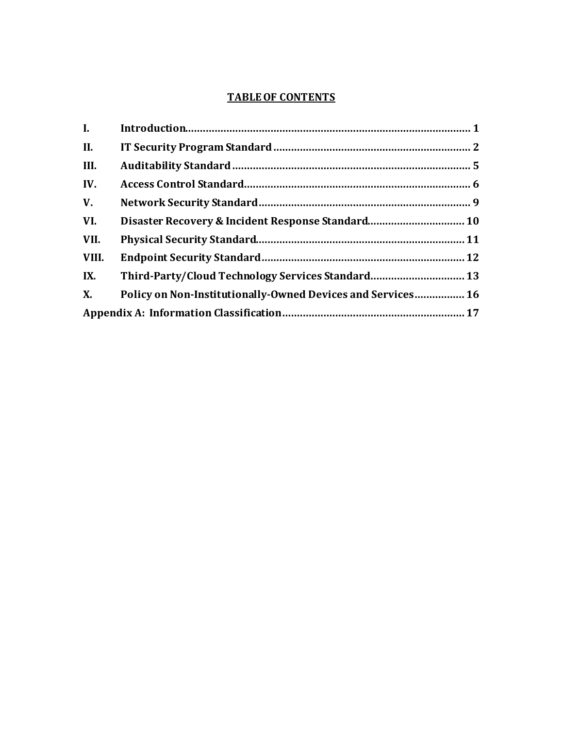# TABLE OF CONTENTS

| | | |
|---|---|---|
| **I.** | **Introduction** | **1** |
| **II.** | **IT Security Program Standard** | **2** |
| **III.** | **Auditability Standard** | **5** |
| **IV.** | **Access Control Standard** | **6** |
| **V.** | **Network Security Standard** | **9** |
| **VI.** | **Disaster Recovery & Incident Response Standard** | **10** |
| **VII.** | **Physical Security Standard** | **11** |
| **VIII.** | **Endpoint Security Standard** | **12** |
| **IX.** | **Third-Party/Cloud Technology Services Standard** | **13** |
| **X.** | **Policy on Non-Institutionally-Owned Devices and Services** | **16** |
| **Appendix A: Information Classification** | | **17** |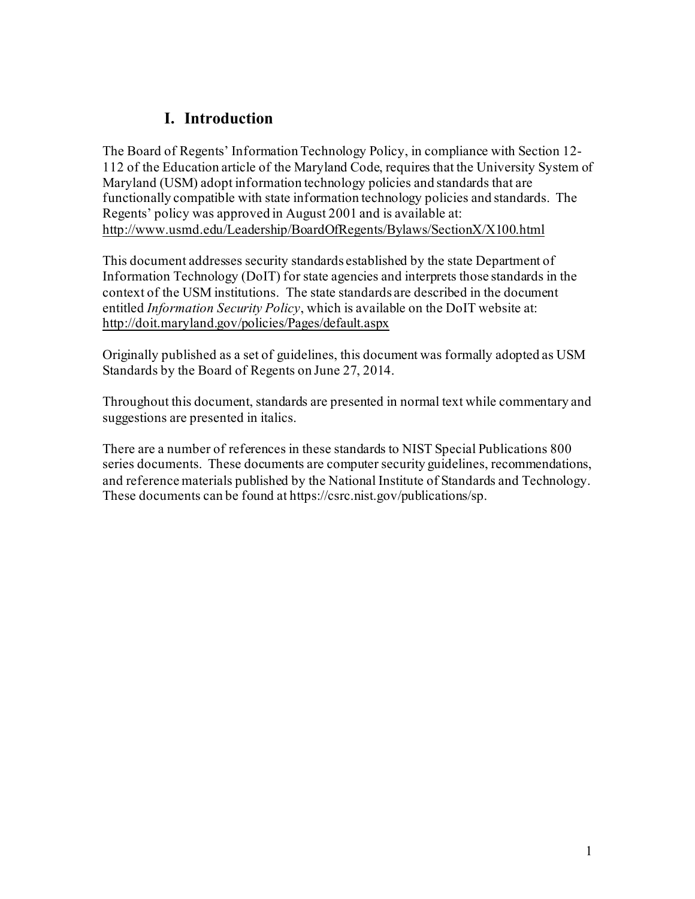# I. Introduction

The Board of Regents' Information Technology Policy, in compliance with Section 12-112 of the Education article of the Maryland Code, requires that the University System of Maryland (USM) adopt information technology policies and standards that are functionally compatible with state information technology policies and standards. The Regents' policy was approved in August 2001 and is available at: http://www.usmd.edu/Leadership/BoardOfRegents/Bylaws/SectionX/X100.html

This document addresses security standards established by the state Department of Information Technology (DoIT) for state agencies and interprets those standards in the context of the USM institutions. The state standards are described in the document entitled *Information Security Policy*, which is available on the DoIT website at: http://doit.maryland.gov/policies/Pages/default.aspx

Originally published as a set of guidelines, this document was formally adopted as USM Standards by the Board of Regents on June 27, 2014.

Throughout this document, standards are presented in normal text while commentary and suggestions are presented in italics.

There are a number of references in these standards to NIST Special Publications 800 series documents. These documents are computer security guidelines, recommendations, and reference materials published by the National Institute of Standards and Technology. These documents can be found at https://csrc.nist.gov/publications/sp.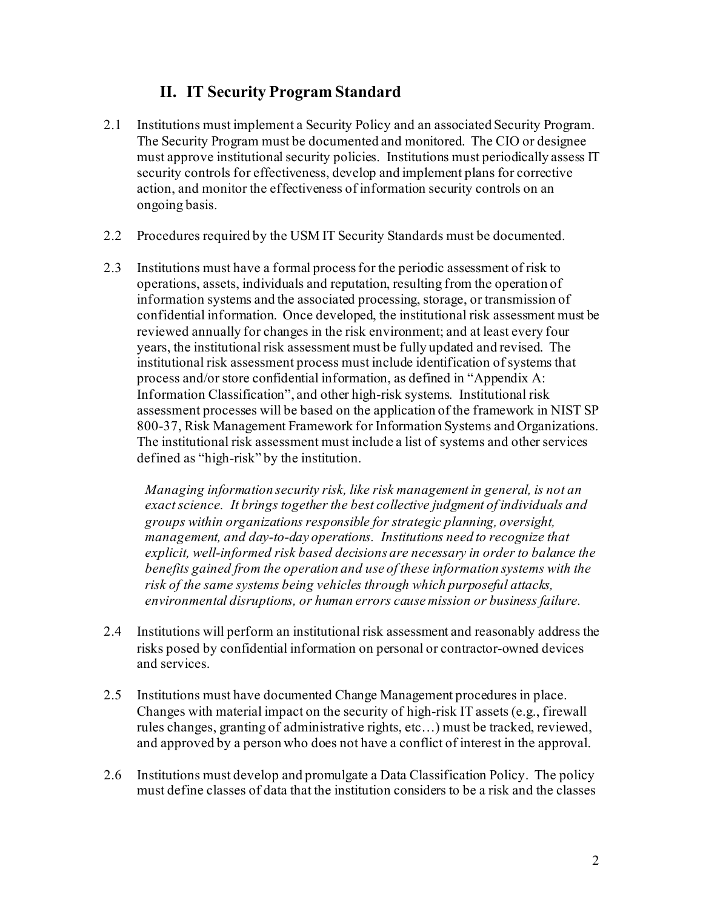## II. IT Security Program Standard

2.1 Institutions must implement a Security Policy and an associated Security Program. The Security Program must be documented and monitored. The CIO or designee must approve institutional security policies. Institutions must periodically assess IT security controls for effectiveness, develop and implement plans for corrective action, and monitor the effectiveness of information security controls on an ongoing basis.

2.2 Procedures required by the USM IT Security Standards must be documented.

2.3 Institutions must have a formal process for the periodic assessment of risk to operations, assets, individuals and reputation, resulting from the operation of information systems and the associated processing, storage, or transmission of confidential information. Once developed, the institutional risk assessment must be reviewed annually for changes in the risk environment; and at least every four years, the institutional risk assessment must be fully updated and revised. The institutional risk assessment process must include identification of systems that process and/or store confidential information, as defined in "Appendix A: Information Classification", and other high-risk systems. Institutional risk assessment processes will be based on the application of the framework in NIST SP 800-37, Risk Management Framework for Information Systems and Organizations. The institutional risk assessment must include a list of systems and other services defined as "high-risk" by the institution.

> *Managing information security risk, like risk management in general, is not an exact science. It brings together the best collective judgment of individuals and groups within organizations responsible for strategic planning, oversight, management, and day-to-day operations. Institutions need to recognize that explicit, well-informed risk based decisions are necessary in order to balance the benefits gained from the operation and use of these information systems with the risk of the same systems being vehicles through which purposeful attacks, environmental disruptions, or human errors cause mission or business failure.*

2.4 Institutions will perform an institutional risk assessment and reasonably address the risks posed by confidential information on personal or contractor-owned devices and services.

2.5 Institutions must have documented Change Management procedures in place. Changes with material impact on the security of high-risk IT assets (e.g., firewall rules changes, granting of administrative rights, etc…) must be tracked, reviewed, and approved by a person who does not have a conflict of interest in the approval.

2.6 Institutions must develop and promulgate a Data Classification Policy. The policy must define classes of data that the institution considers to be a risk and the classes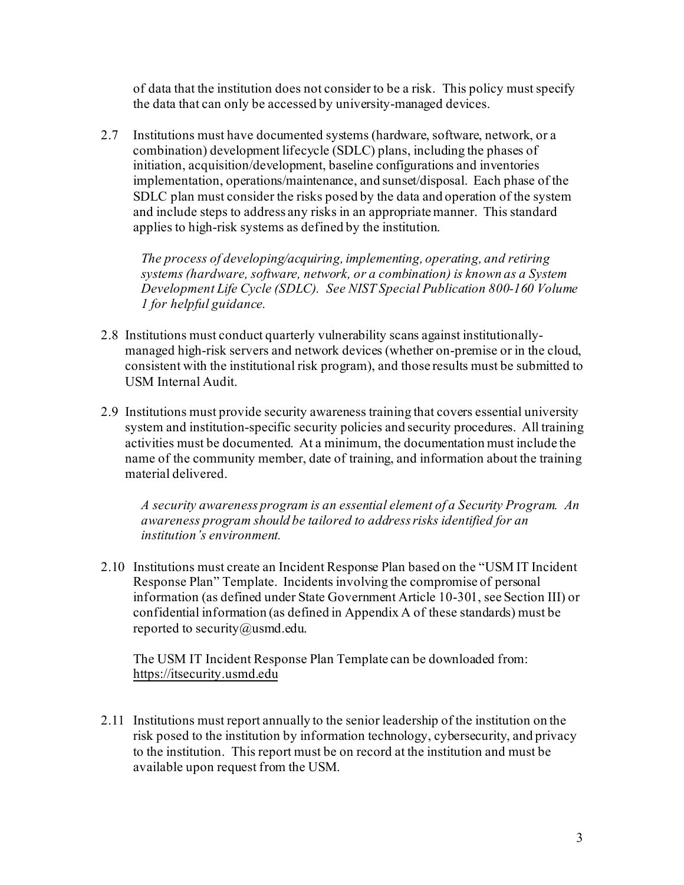of data that the institution does not consider to be a risk. This policy must specify the data that can only be accessed by university-managed devices.

2.7 Institutions must have documented systems (hardware, software, network, or a combination) development lifecycle (SDLC) plans, including the phases of initiation, acquisition/development, baseline configurations and inventories implementation, operations/maintenance, and sunset/disposal. Each phase of the SDLC plan must consider the risks posed by the data and operation of the system and include steps to address any risks in an appropriate manner. This standard applies to high-risk systems as defined by the institution.

> *The process of developing/acquiring, implementing, operating, and retiring systems (hardware, software, network, or a combination) is known as a System Development Life Cycle (SDLC). See NIST Special Publication 800-160 Volume 1 for helpful guidance.*

2.8 Institutions must conduct quarterly vulnerability scans against institutionally-managed high-risk servers and network devices (whether on-premise or in the cloud, consistent with the institutional risk program), and those results must be submitted to USM Internal Audit.

2.9 Institutions must provide security awareness training that covers essential university system and institution-specific security policies and security procedures. All training activities must be documented. At a minimum, the documentation must include the name of the community member, date of training, and information about the training material delivered.

> *A security awareness program is an essential element of a Security Program. An awareness program should be tailored to address risks identified for an institution's environment.*

2.10 Institutions must create an Incident Response Plan based on the "USM IT Incident Response Plan" Template. Incidents involving the compromise of personal information (as defined under State Government Article 10-301, see Section III) or confidential information (as defined in Appendix A of these standards) must be reported to security@usmd.edu.

The USM IT Incident Response Plan Template can be downloaded from: https://itsecurity.usmd.edu

2.11 Institutions must report annually to the senior leadership of the institution on the risk posed to the institution by information technology, cybersecurity, and privacy to the institution. This report must be on record at the institution and must be available upon request from the USM.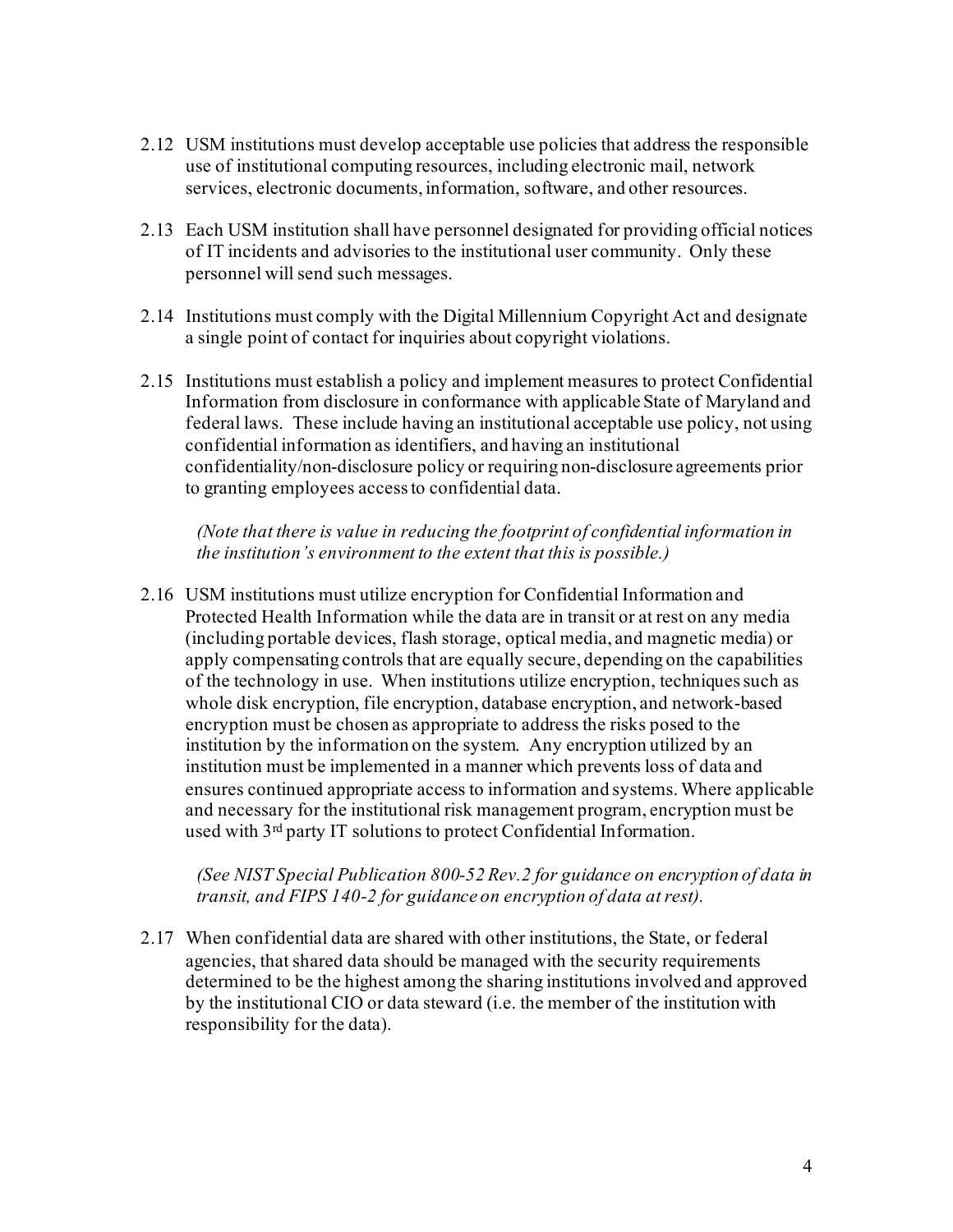2.12 USM institutions must develop acceptable use policies that address the responsible use of institutional computing resources, including electronic mail, network services, electronic documents, information, software, and other resources.

2.13 Each USM institution shall have personnel designated for providing official notices of IT incidents and advisories to the institutional user community. Only these personnel will send such messages.

2.14 Institutions must comply with the Digital Millennium Copyright Act and designate a single point of contact for inquiries about copyright violations.

2.15 Institutions must establish a policy and implement measures to protect Confidential Information from disclosure in conformance with applicable State of Maryland and federal laws. These include having an institutional acceptable use policy, not using confidential information as identifiers, and having an institutional confidentiality/non-disclosure policy or requiring non-disclosure agreements prior to granting employees access to confidential data.

*(Note that there is value in reducing the footprint of confidential information in the institution's environment to the extent that this is possible.)*

2.16 USM institutions must utilize encryption for Confidential Information and Protected Health Information while the data are in transit or at rest on any media (including portable devices, flash storage, optical media, and magnetic media) or apply compensating controls that are equally secure, depending on the capabilities of the technology in use. When institutions utilize encryption, techniques such as whole disk encryption, file encryption, database encryption, and network-based encryption must be chosen as appropriate to address the risks posed to the institution by the information on the system. Any encryption utilized by an institution must be implemented in a manner which prevents loss of data and ensures continued appropriate access to information and systems. Where applicable and necessary for the institutional risk management program, encryption must be used with 3rd party IT solutions to protect Confidential Information.

*(See NIST Special Publication 800-52 Rev.2 for guidance on encryption of data in transit, and FIPS 140-2 for guidance on encryption of data at rest).*

2.17 When confidential data are shared with other institutions, the State, or federal agencies, that shared data should be managed with the security requirements determined to be the highest among the sharing institutions involved and approved by the institutional CIO or data steward (i.e. the member of the institution with responsibility for the data).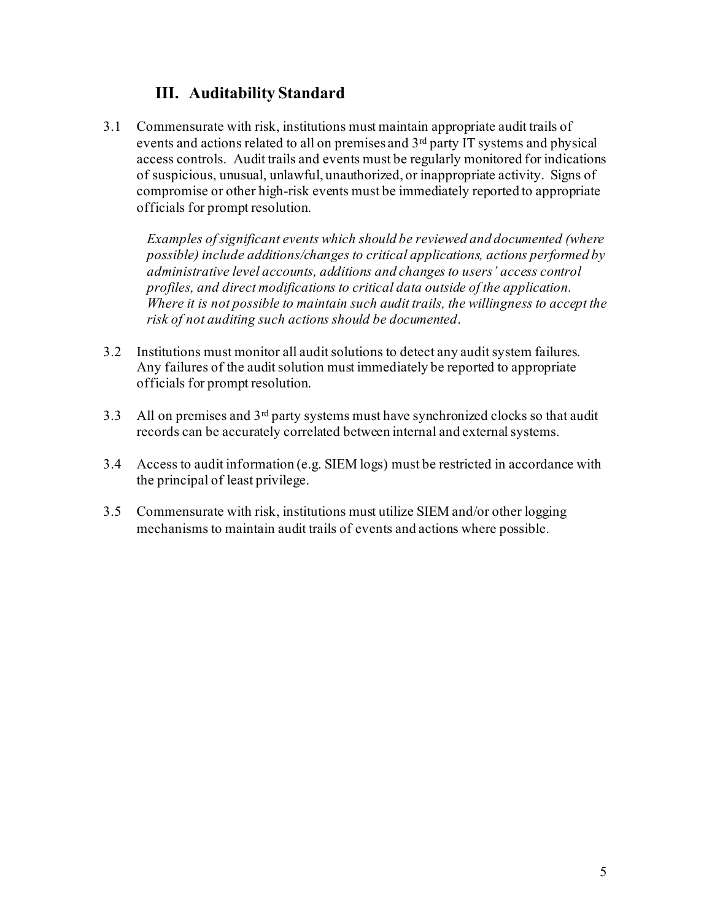## III. Auditability Standard

3.1 Commensurate with risk, institutions must maintain appropriate audit trails of events and actions related to all on premises and 3rd party IT systems and physical access controls. Audit trails and events must be regularly monitored for indications of suspicious, unusual, unlawful, unauthorized, or inappropriate activity. Signs of compromise or other high-risk events must be immediately reported to appropriate officials for prompt resolution.

*Examples of significant events which should be reviewed and documented (where possible) include additions/changes to critical applications, actions performed by administrative level accounts, additions and changes to users' access control profiles, and direct modifications to critical data outside of the application. Where it is not possible to maintain such audit trails, the willingness to accept the risk of not auditing such actions should be documented*.

3.2 Institutions must monitor all audit solutions to detect any audit system failures. Any failures of the audit solution must immediately be reported to appropriate officials for prompt resolution.

3.3 All on premises and 3rd party systems must have synchronized clocks so that audit records can be accurately correlated between internal and external systems.

3.4 Access to audit information (e.g. SIEM logs) must be restricted in accordance with the principal of least privilege.

3.5 Commensurate with risk, institutions must utilize SIEM and/or other logging mechanisms to maintain audit trails of events and actions where possible.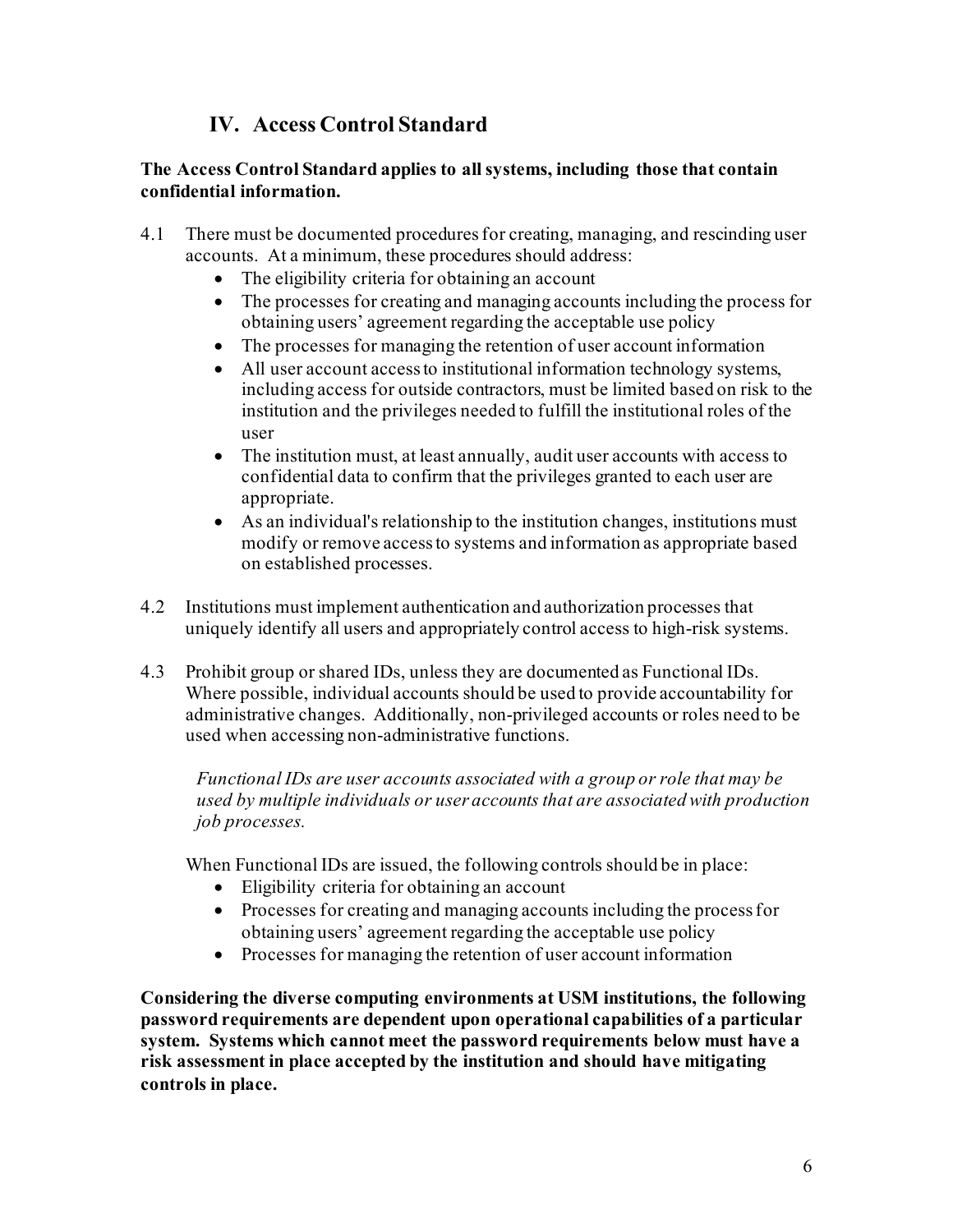## IV. Access Control Standard

**The Access Control Standard applies to all systems, including those that contain confidential information.**

4.1 There must be documented procedures for creating, managing, and rescinding user accounts. At a minimum, these procedures should address:

- The eligibility criteria for obtaining an account
- The processes for creating and managing accounts including the process for obtaining users' agreement regarding the acceptable use policy
- The processes for managing the retention of user account information
- All user account access to institutional information technology systems, including access for outside contractors, must be limited based on risk to the institution and the privileges needed to fulfill the institutional roles of the user
- The institution must, at least annually, audit user accounts with access to confidential data to confirm that the privileges granted to each user are appropriate.
- As an individual's relationship to the institution changes, institutions must modify or remove access to systems and information as appropriate based on established processes.

4.2 Institutions must implement authentication and authorization processes that uniquely identify all users and appropriately control access to high-risk systems.

4.3 Prohibit group or shared IDs, unless they are documented as Functional IDs. Where possible, individual accounts should be used to provide accountability for administrative changes. Additionally, non-privileged accounts or roles need to be used when accessing non-administrative functions.

*Functional IDs are user accounts associated with a group or role that may be used by multiple individuals or user accounts that are associated with production job processes.*

When Functional IDs are issued, the following controls should be in place:

- Eligibility criteria for obtaining an account
- Processes for creating and managing accounts including the process for obtaining users' agreement regarding the acceptable use policy
- Processes for managing the retention of user account information

**Considering the diverse computing environments at USM institutions, the following password requirements are dependent upon operational capabilities of a particular system. Systems which cannot meet the password requirements below must have a risk assessment in place accepted by the institution and should have mitigating controls in place.**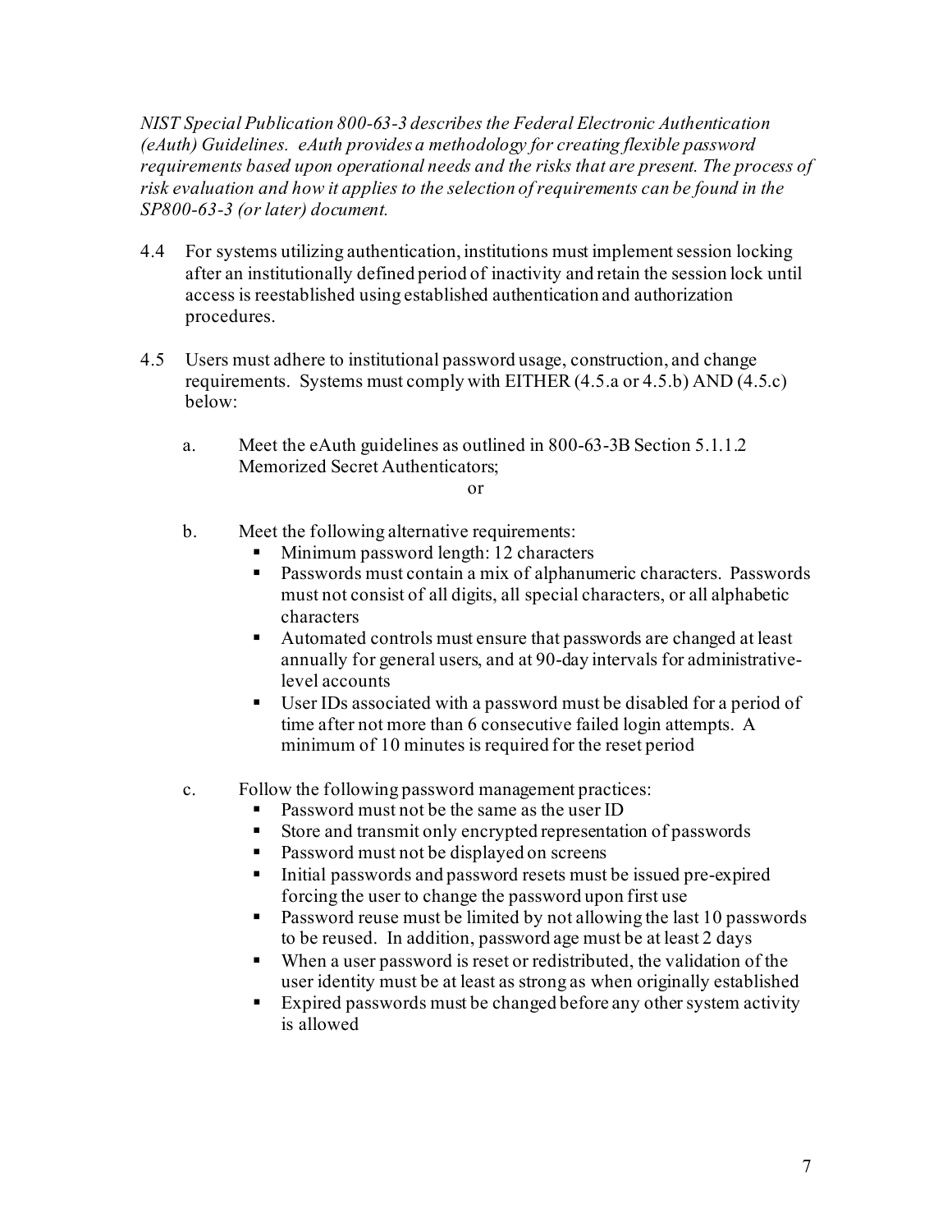*NIST Special Publication 800-63-3 describes the Federal Electronic Authentication (eAuth) Guidelines. eAuth provides a methodology for creating flexible password requirements based upon operational needs and the risks that are present. The process of risk evaluation and how it applies to the selection of requirements can be found in the SP800-63-3 (or later) document.*

4.4 For systems utilizing authentication, institutions must implement session locking after an institutionally defined period of inactivity and retain the session lock until access is reestablished using established authentication and authorization procedures.

4.5 Users must adhere to institutional password usage, construction, and change requirements. Systems must comply with EITHER (4.5.a or 4.5.b) AND (4.5.c) below:

a. Meet the eAuth guidelines as outlined in 800-63-3B Section 5.1.1.2 Memorized Secret Authenticators;

or

b. Meet the following alternative requirements:
   - Minimum password length: 12 characters
   - Passwords must contain a mix of alphanumeric characters. Passwords must not consist of all digits, all special characters, or all alphabetic characters
   - Automated controls must ensure that passwords are changed at least annually for general users, and at 90-day intervals for administrative-level accounts
   - User IDs associated with a password must be disabled for a period of time after not more than 6 consecutive failed login attempts. A minimum of 10 minutes is required for the reset period

c. Follow the following password management practices:
   - Password must not be the same as the user ID
   - Store and transmit only encrypted representation of passwords
   - Password must not be displayed on screens
   - Initial passwords and password resets must be issued pre-expired forcing the user to change the password upon first use
   - Password reuse must be limited by not allowing the last 10 passwords to be reused. In addition, password age must be at least 2 days
   - When a user password is reset or redistributed, the validation of the user identity must be at least as strong as when originally established
   - Expired passwords must be changed before any other system activity is allowed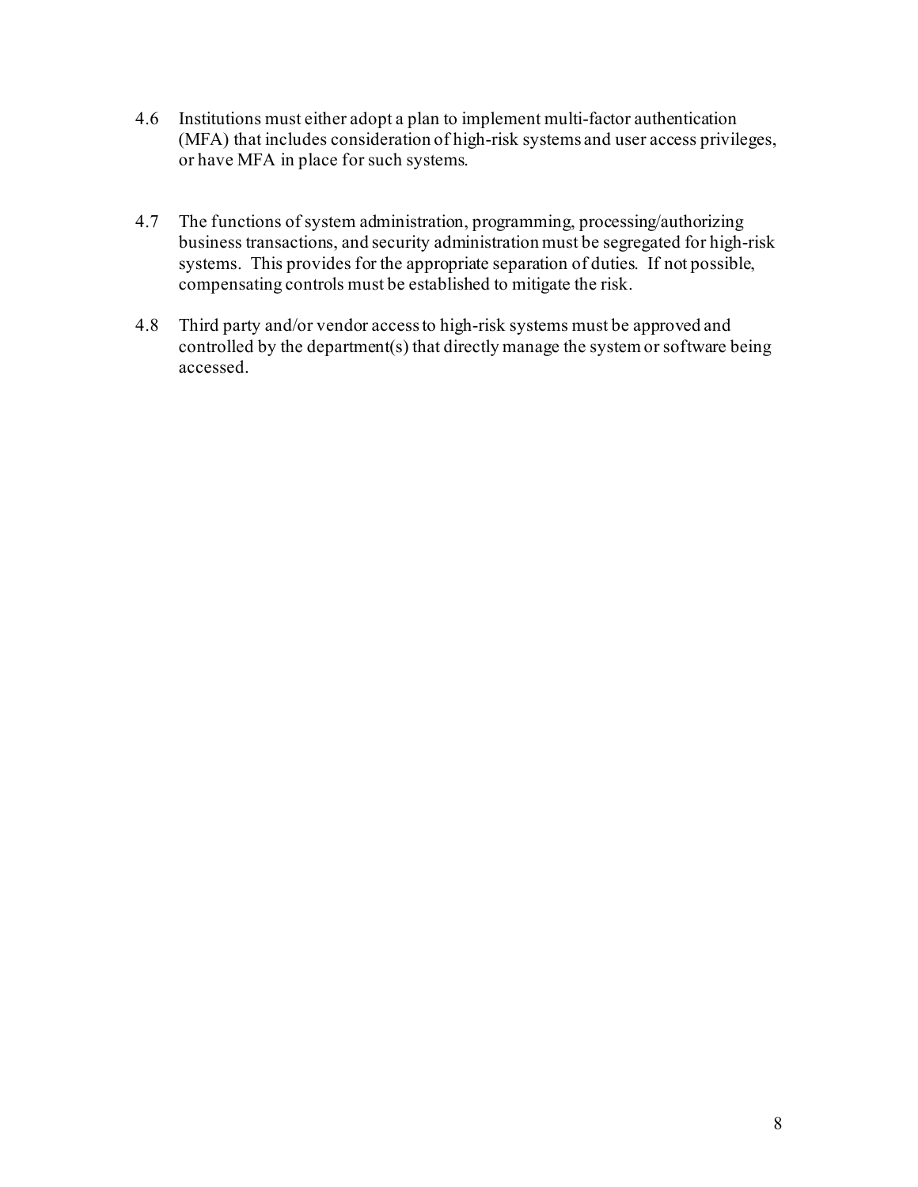4.6 Institutions must either adopt a plan to implement multi-factor authentication (MFA) that includes consideration of high-risk systems and user access privileges, or have MFA in place for such systems.

4.7 The functions of system administration, programming, processing/authorizing business transactions, and security administration must be segregated for high-risk systems. This provides for the appropriate separation of duties. If not possible, compensating controls must be established to mitigate the risk.

4.8 Third party and/or vendor access to high-risk systems must be approved and controlled by the department(s) that directly manage the system or software being accessed.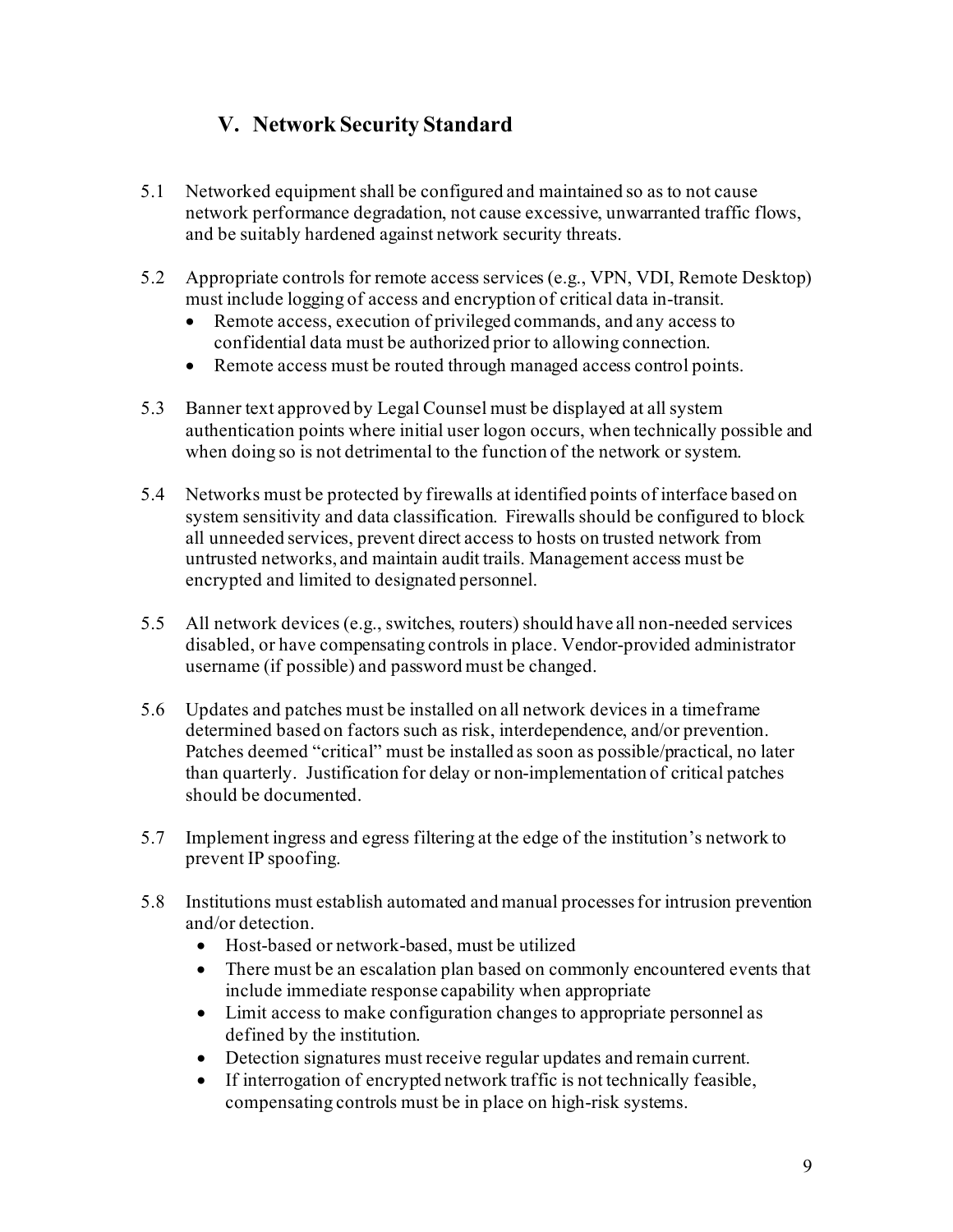## V. Network Security Standard

5.1 Networked equipment shall be configured and maintained so as to not cause network performance degradation, not cause excessive, unwarranted traffic flows, and be suitably hardened against network security threats.

5.2 Appropriate controls for remote access services (e.g., VPN, VDI, Remote Desktop) must include logging of access and encryption of critical data in-transit.
- Remote access, execution of privileged commands, and any access to confidential data must be authorized prior to allowing connection.
- Remote access must be routed through managed access control points.

5.3 Banner text approved by Legal Counsel must be displayed at all system authentication points where initial user logon occurs, when technically possible and when doing so is not detrimental to the function of the network or system.

5.4 Networks must be protected by firewalls at identified points of interface based on system sensitivity and data classification. Firewalls should be configured to block all unneeded services, prevent direct access to hosts on trusted network from untrusted networks, and maintain audit trails. Management access must be encrypted and limited to designated personnel.

5.5 All network devices (e.g., switches, routers) should have all non-needed services disabled, or have compensating controls in place. Vendor-provided administrator username (if possible) and password must be changed.

5.6 Updates and patches must be installed on all network devices in a timeframe determined based on factors such as risk, interdependence, and/or prevention. Patches deemed "critical" must be installed as soon as possible/practical, no later than quarterly. Justification for delay or non-implementation of critical patches should be documented.

5.7 Implement ingress and egress filtering at the edge of the institution's network to prevent IP spoofing.

5.8 Institutions must establish automated and manual processes for intrusion prevention and/or detection.
- Host-based or network-based, must be utilized
- There must be an escalation plan based on commonly encountered events that include immediate response capability when appropriate
- Limit access to make configuration changes to appropriate personnel as defined by the institution.
- Detection signatures must receive regular updates and remain current.
- If interrogation of encrypted network traffic is not technically feasible, compensating controls must be in place on high-risk systems.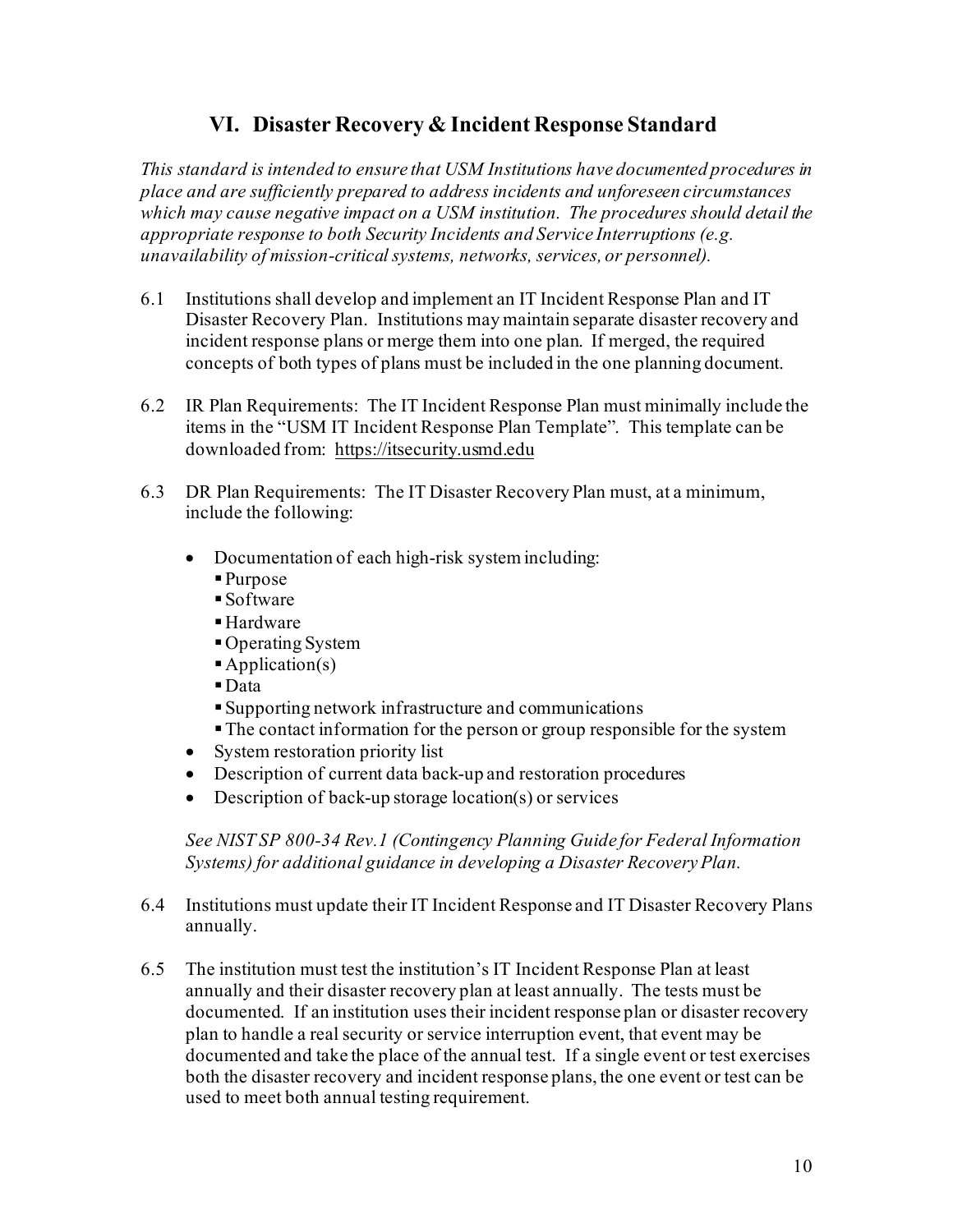## VI. Disaster Recovery & Incident Response Standard

*This standard is intended to ensure that USM Institutions have documented procedures in place and are sufficiently prepared to address incidents and unforeseen circumstances which may cause negative impact on a USM institution. The procedures should detail the appropriate response to both Security Incidents and Service Interruptions (e.g. unavailability of mission-critical systems, networks, services, or personnel).*

6.1 Institutions shall develop and implement an IT Incident Response Plan and IT Disaster Recovery Plan. Institutions may maintain separate disaster recovery and incident response plans or merge them into one plan. If merged, the required concepts of both types of plans must be included in the one planning document.

6.2 IR Plan Requirements: The IT Incident Response Plan must minimally include the items in the "USM IT Incident Response Plan Template". This template can be downloaded from: https://itsecurity.usmd.edu

6.3 DR Plan Requirements: The IT Disaster Recovery Plan must, at a minimum, include the following:

- Documentation of each high-risk system including:
  - Purpose
  - Software
  - Hardware
  - Operating System
  - Application(s)
  - Data
  - Supporting network infrastructure and communications
  - The contact information for the person or group responsible for the system
- System restoration priority list
- Description of current data back-up and restoration procedures
- Description of back-up storage location(s) or services

*See NIST SP 800-34 Rev.1 (Contingency Planning Guide for Federal Information Systems) for additional guidance in developing a Disaster Recovery Plan.*

6.4 Institutions must update their IT Incident Response and IT Disaster Recovery Plans annually.

6.5 The institution must test the institution's IT Incident Response Plan at least annually and their disaster recovery plan at least annually. The tests must be documented. If an institution uses their incident response plan or disaster recovery plan to handle a real security or service interruption event, that event may be documented and take the place of the annual test. If a single event or test exercises both the disaster recovery and incident response plans, the one event or test can be used to meet both annual testing requirement.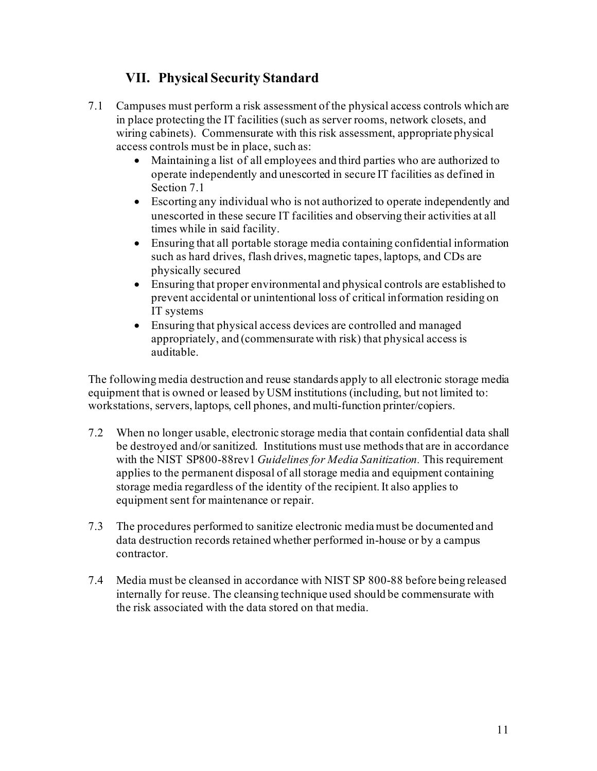## VII. Physical Security Standard

7.1 Campuses must perform a risk assessment of the physical access controls which are in place protecting the IT facilities (such as server rooms, network closets, and wiring cabinets). Commensurate with this risk assessment, appropriate physical access controls must be in place, such as:

- Maintaining a list of all employees and third parties who are authorized to operate independently and unescorted in secure IT facilities as defined in Section 7.1
- Escorting any individual who is not authorized to operate independently and unescorted in these secure IT facilities and observing their activities at all times while in said facility.
- Ensuring that all portable storage media containing confidential information such as hard drives, flash drives, magnetic tapes, laptops, and CDs are physically secured
- Ensuring that proper environmental and physical controls are established to prevent accidental or unintentional loss of critical information residing on IT systems
- Ensuring that physical access devices are controlled and managed appropriately, and (commensurate with risk) that physical access is auditable.

The following media destruction and reuse standards apply to all electronic storage media equipment that is owned or leased by USM institutions (including, but not limited to: workstations, servers, laptops, cell phones, and multi-function printer/copiers.

7.2 When no longer usable, electronic storage media that contain confidential data shall be destroyed and/or sanitized. Institutions must use methods that are in accordance with the NIST SP800-88rev1 *Guidelines for Media Sanitization.* This requirement applies to the permanent disposal of all storage media and equipment containing storage media regardless of the identity of the recipient. It also applies to equipment sent for maintenance or repair.

7.3 The procedures performed to sanitize electronic media must be documented and data destruction records retained whether performed in-house or by a campus contractor.

7.4 Media must be cleansed in accordance with NIST SP 800-88 before being released internally for reuse. The cleansing technique used should be commensurate with the risk associated with the data stored on that media.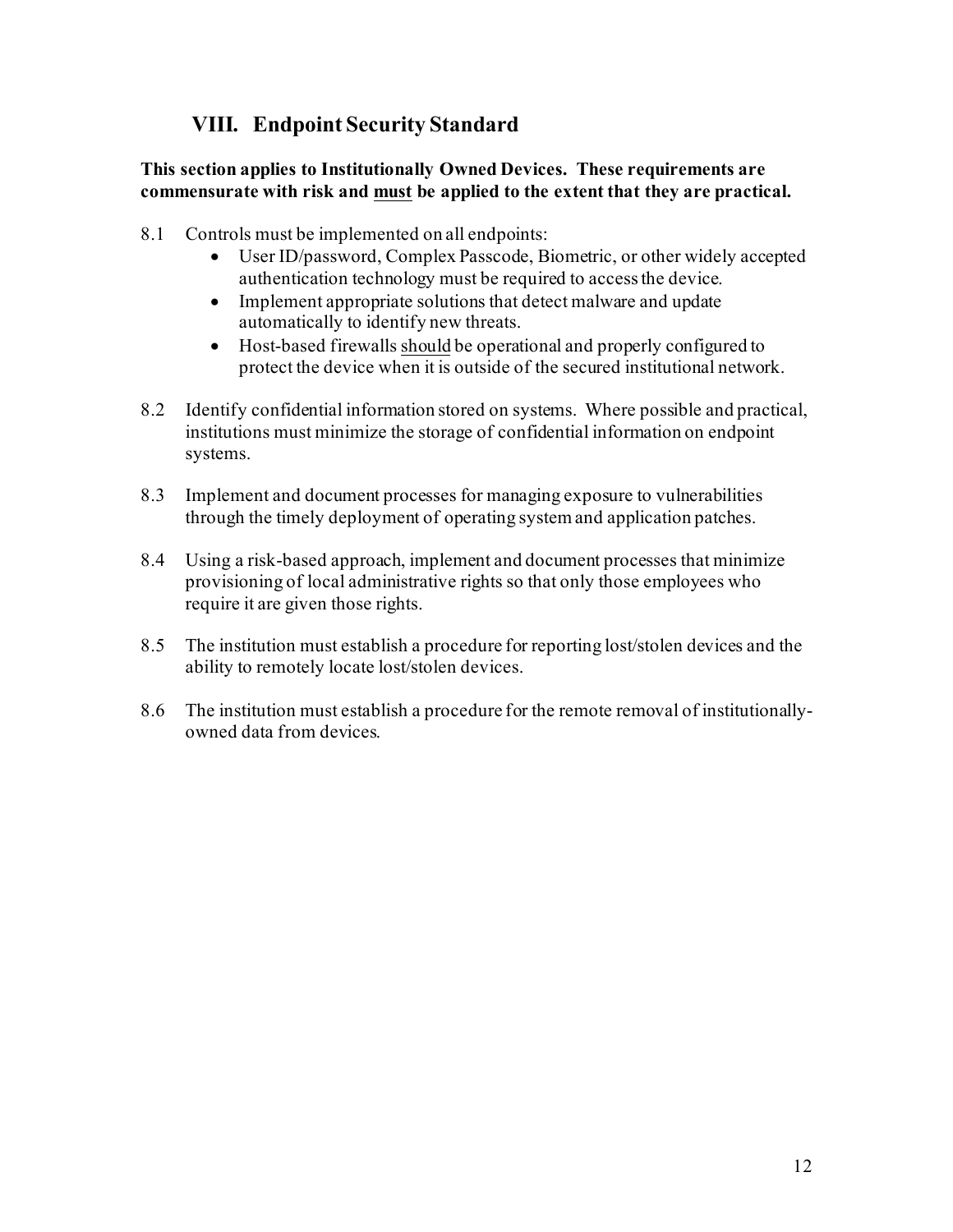## VIII. Endpoint Security Standard

**This section applies to Institutionally Owned Devices. These requirements are commensurate with risk and <u>must</u> be applied to the extent that they are practical.**

8.1 Controls must be implemented on all endpoints:

- User ID/password, Complex Passcode, Biometric, or other widely accepted authentication technology must be required to access the device.
- Implement appropriate solutions that detect malware and update automatically to identify new threats.
- Host-based firewalls <u>should</u> be operational and properly configured to protect the device when it is outside of the secured institutional network.

8.2 Identify confidential information stored on systems. Where possible and practical, institutions must minimize the storage of confidential information on endpoint systems.

8.3 Implement and document processes for managing exposure to vulnerabilities through the timely deployment of operating system and application patches.

8.4 Using a risk-based approach, implement and document processes that minimize provisioning of local administrative rights so that only those employees who require it are given those rights.

8.5 The institution must establish a procedure for reporting lost/stolen devices and the ability to remotely locate lost/stolen devices.

8.6 The institution must establish a procedure for the remote removal of institutionally-owned data from devices.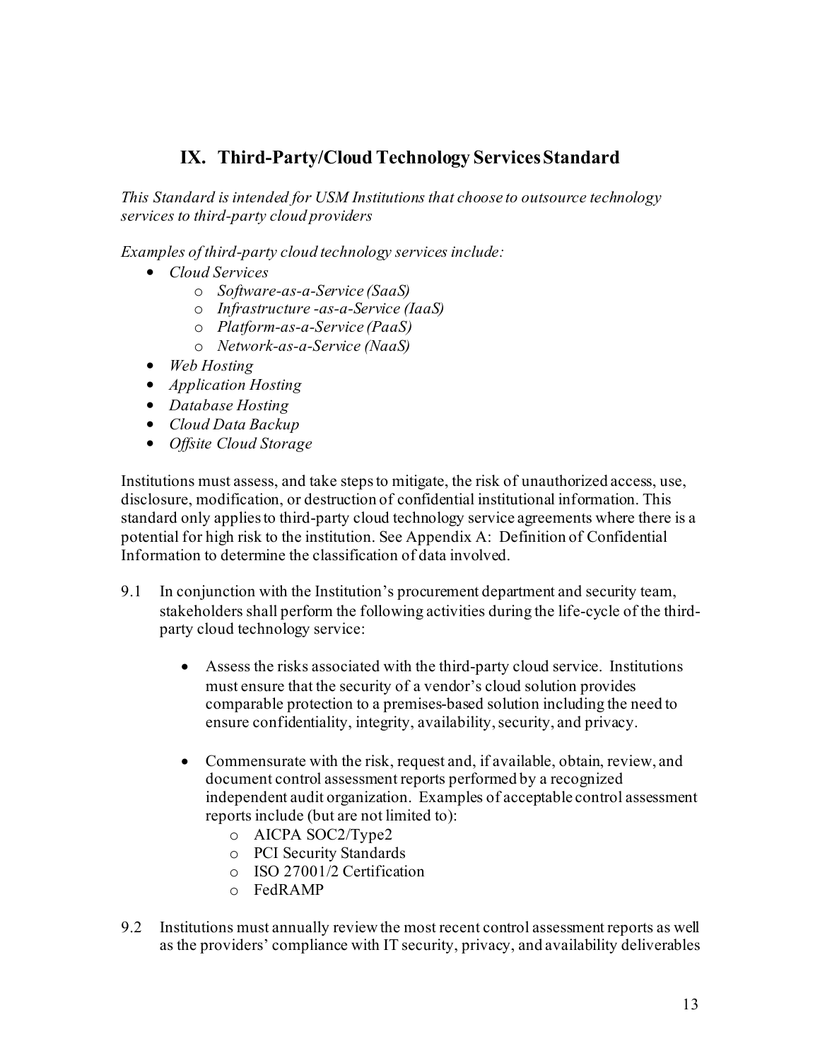# IX. Third-Party/Cloud Technology Services Standard

*This Standard is intended for USM Institutions that choose to outsource technology services to third-party cloud providers*

*Examples of third-party cloud technology services include:*

- *Cloud Services*
  - *Software-as-a-Service (SaaS)*
  - *Infrastructure -as-a-Service (IaaS)*
  - *Platform-as-a-Service (PaaS)*
  - *Network-as-a-Service (NaaS)*
- *Web Hosting*
- *Application Hosting*
- *Database Hosting*
- *Cloud Data Backup*
- *Offsite Cloud Storage*

Institutions must assess, and take steps to mitigate, the risk of unauthorized access, use, disclosure, modification, or destruction of confidential institutional information. This standard only applies to third-party cloud technology service agreements where there is a potential for high risk to the institution. See Appendix A: Definition of Confidential Information to determine the classification of data involved.

9.1 In conjunction with the Institution's procurement department and security team, stakeholders shall perform the following activities during the life-cycle of the third-party cloud technology service:

- Assess the risks associated with the third-party cloud service. Institutions must ensure that the security of a vendor's cloud solution provides comparable protection to a premises-based solution including the need to ensure confidentiality, integrity, availability, security, and privacy.

- Commensurate with the risk, request and, if available, obtain, review, and document control assessment reports performed by a recognized independent audit organization. Examples of acceptable control assessment reports include (but are not limited to):
  - AICPA SOC2/Type2
  - PCI Security Standards
  - ISO 27001/2 Certification
  - FedRAMP

9.2 Institutions must annually review the most recent control assessment reports as well as the providers' compliance with IT security, privacy, and availability deliverables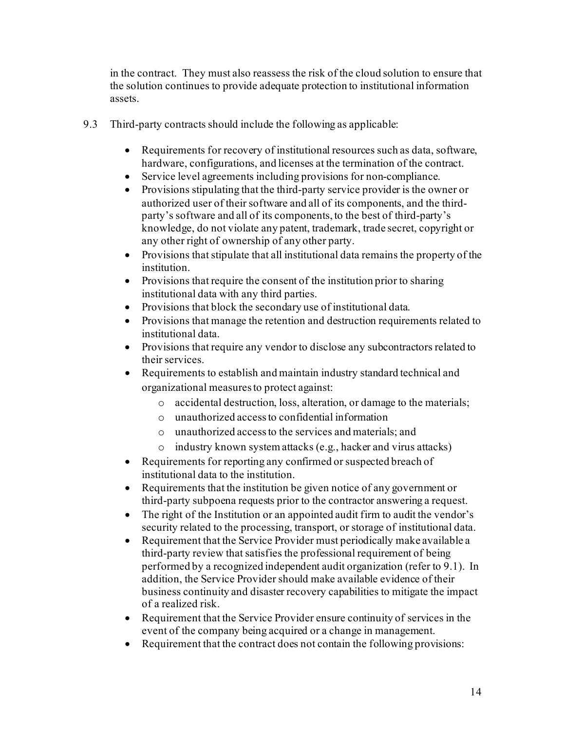in the contract. They must also reassess the risk of the cloud solution to ensure that the solution continues to provide adequate protection to institutional information assets.

9.3 Third-party contracts should include the following as applicable:

- Requirements for recovery of institutional resources such as data, software, hardware, configurations, and licenses at the termination of the contract.
- Service level agreements including provisions for non-compliance.
- Provisions stipulating that the third-party service provider is the owner or authorized user of their software and all of its components, and the third-party's software and all of its components, to the best of third-party's knowledge, do not violate any patent, trademark, trade secret, copyright or any other right of ownership of any other party.
- Provisions that stipulate that all institutional data remains the property of the institution.
- Provisions that require the consent of the institution prior to sharing institutional data with any third parties.
- Provisions that block the secondary use of institutional data.
- Provisions that manage the retention and destruction requirements related to institutional data.
- Provisions that require any vendor to disclose any subcontractors related to their services.
- Requirements to establish and maintain industry standard technical and organizational measures to protect against:
  - accidental destruction, loss, alteration, or damage to the materials;
  - unauthorized access to confidential information
  - unauthorized access to the services and materials; and
  - industry known system attacks (e.g., hacker and virus attacks)
- Requirements for reporting any confirmed or suspected breach of institutional data to the institution.
- Requirements that the institution be given notice of any government or third-party subpoena requests prior to the contractor answering a request.
- The right of the Institution or an appointed audit firm to audit the vendor's security related to the processing, transport, or storage of institutional data.
- Requirement that the Service Provider must periodically make available a third-party review that satisfies the professional requirement of being performed by a recognized independent audit organization (refer to 9.1). In addition, the Service Provider should make available evidence of their business continuity and disaster recovery capabilities to mitigate the impact of a realized risk.
- Requirement that the Service Provider ensure continuity of services in the event of the company being acquired or a change in management.
- Requirement that the contract does not contain the following provisions: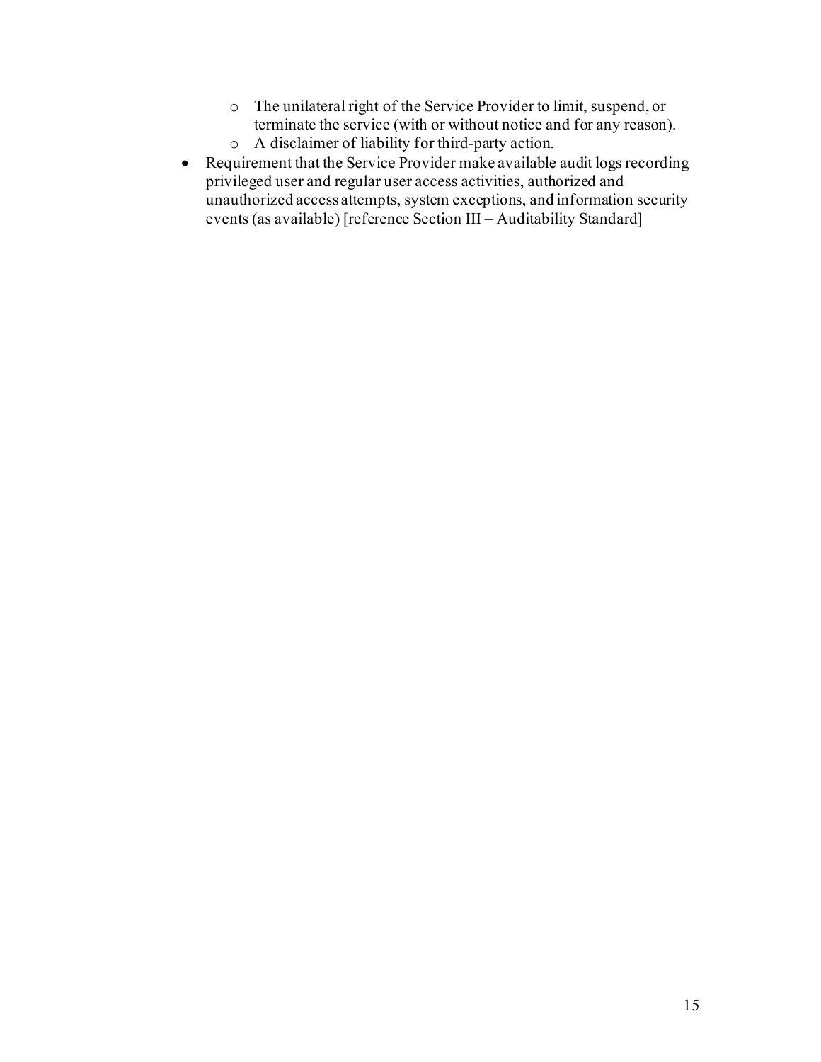- The unilateral right of the Service Provider to limit, suspend, or terminate the service (with or without notice and for any reason).
  - A disclaimer of liability for third-party action.
- Requirement that the Service Provider make available audit logs recording privileged user and regular user access activities, authorized and unauthorized access attempts, system exceptions, and information security events (as available) [reference Section III – Auditability Standard]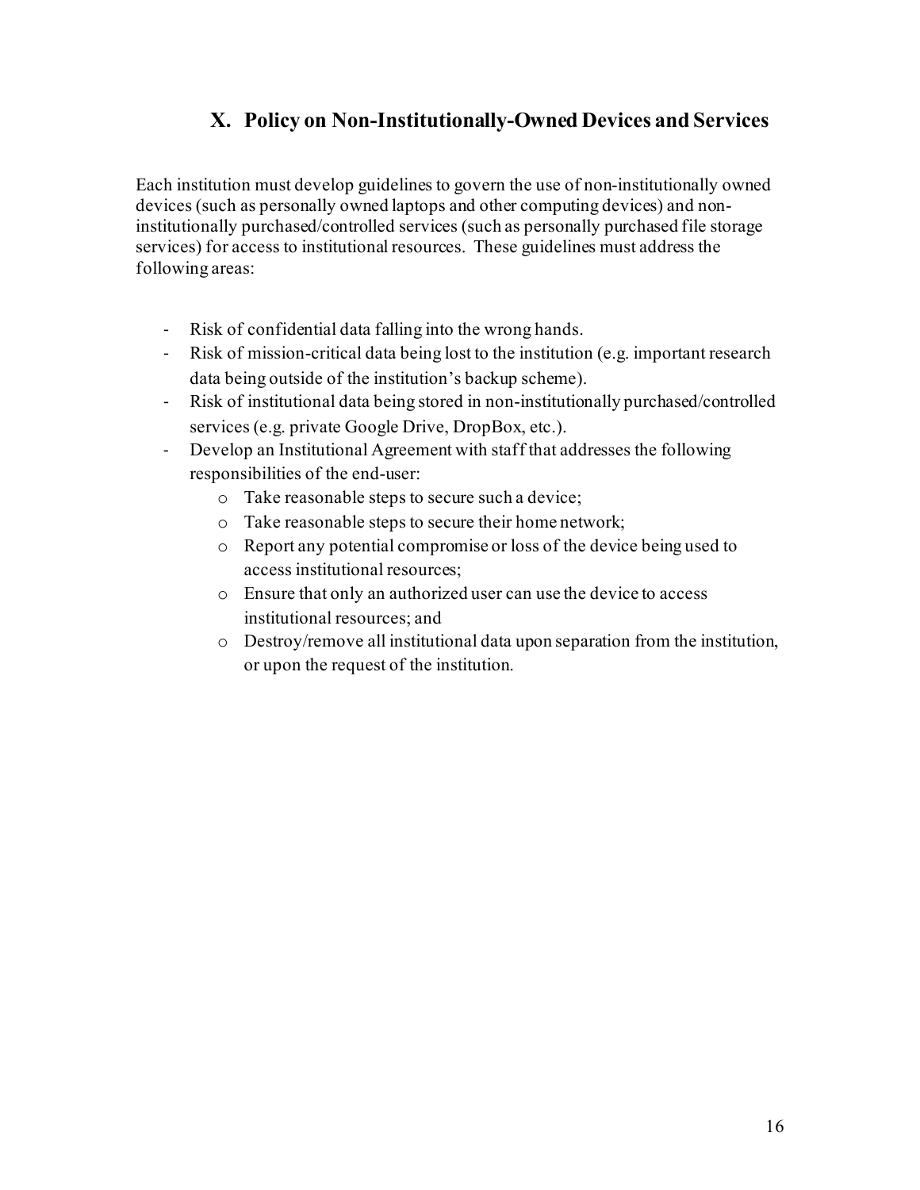## X. Policy on Non-Institutionally-Owned Devices and Services

Each institution must develop guidelines to govern the use of non-institutionally owned devices (such as personally owned laptops and other computing devices) and non-institutionally purchased/controlled services (such as personally purchased file storage services) for access to institutional resources. These guidelines must address the following areas:

- Risk of confidential data falling into the wrong hands.
- Risk of mission-critical data being lost to the institution (e.g. important research data being outside of the institution's backup scheme).
- Risk of institutional data being stored in non-institutionally purchased/controlled services (e.g. private Google Drive, DropBox, etc.).
- Develop an Institutional Agreement with staff that addresses the following responsibilities of the end-user:
  - Take reasonable steps to secure such a device;
  - Take reasonable steps to secure their home network;
  - Report any potential compromise or loss of the device being used to access institutional resources;
  - Ensure that only an authorized user can use the device to access institutional resources; and
  - Destroy/remove all institutional data upon separation from the institution, or upon the request of the institution.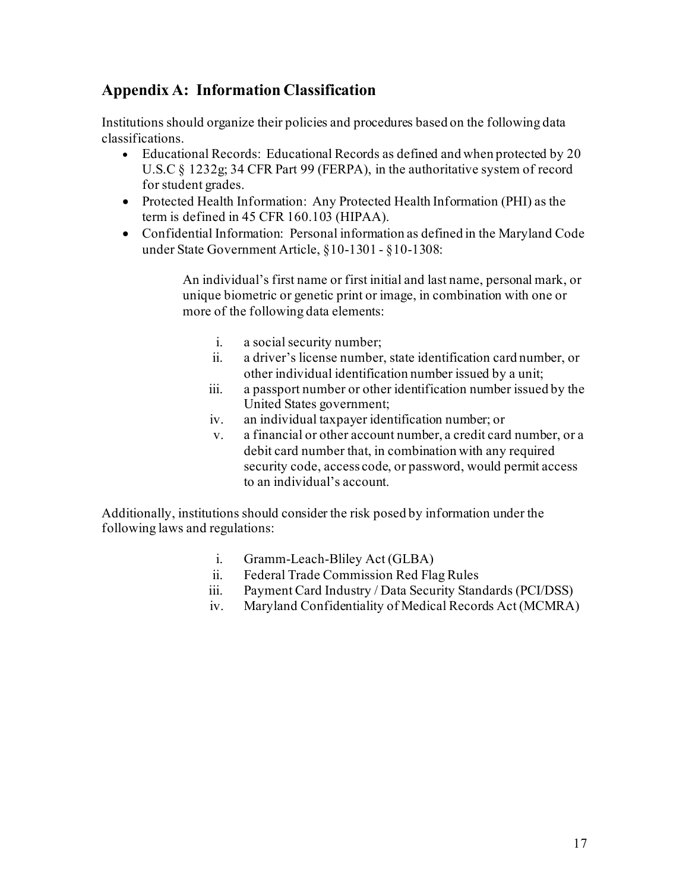## Appendix A: Information Classification

Institutions should organize their policies and procedures based on the following data classifications.

- Educational Records: Educational Records as defined and when protected by 20 U.S.C § 1232g; 34 CFR Part 99 (FERPA), in the authoritative system of record for student grades.
- Protected Health Information: Any Protected Health Information (PHI) as the term is defined in 45 CFR 160.103 (HIPAA).
- Confidential Information: Personal information as defined in the Maryland Code under State Government Article, §10-1301 - §10-1308:

> An individual's first name or first initial and last name, personal mark, or unique biometric or genetic print or image, in combination with one or more of the following data elements:
>
> i. a social security number;
> ii. a driver's license number, state identification card number, or other individual identification number issued by a unit;
> iii. a passport number or other identification number issued by the United States government;
> iv. an individual taxpayer identification number; or
> v. a financial or other account number, a credit card number, or a debit card number that, in combination with any required security code, access code, or password, would permit access to an individual's account.

Additionally, institutions should consider the risk posed by information under the following laws and regulations:

i. Gramm-Leach-Bliley Act (GLBA)
ii. Federal Trade Commission Red Flag Rules
iii. Payment Card Industry / Data Security Standards (PCI/DSS)
iv. Maryland Confidentiality of Medical Records Act (MCMRA)